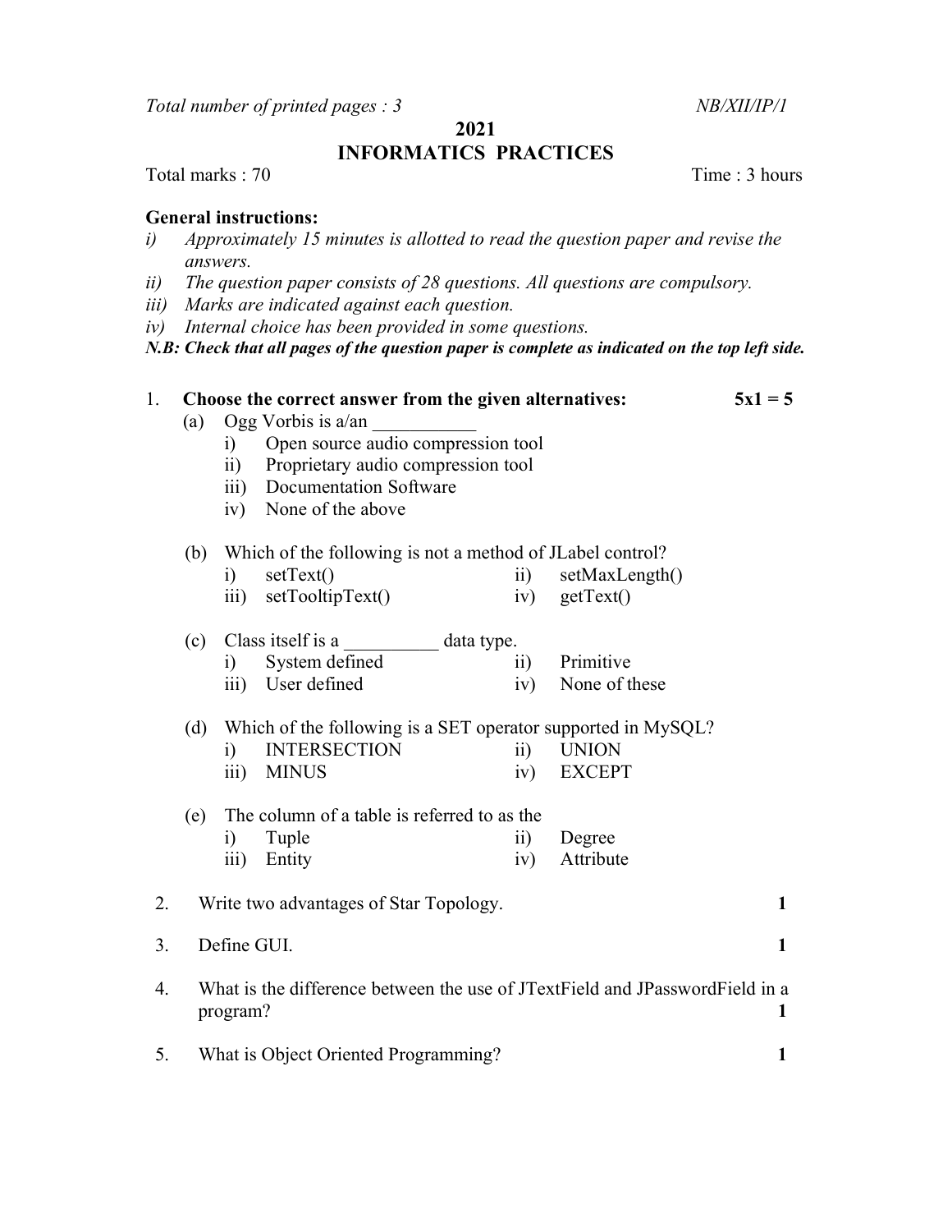*Total number of printed pages : 3* *NB/XII/IP/1*

**2021**

# INFORMATICS PRACTICES

Total marks : 70 Time : 3 hours

**General instructions:**

*i) Approximately 15 minutes is allotted to read the question paper and revise the answers.*
*ii) The question paper consists of 28 questions. All questions are compulsory.*
*iii) Marks are indicated against each question.*
*iv) Internal choice has been provided in some questions.*

***N.B: Check that all pages of the question paper is complete as indicated on the top left side.***

1. **Choose the correct answer from the given alternatives:** **5x1 = 5**

   (a) Ogg Vorbis is a/an ___________
      i) Open source audio compression tool
      ii) Proprietary audio compression tool
      iii) Documentation Software
      iv) None of the above

   (b) Which of the following is not a method of JLabel control?
      i) setText() ii) setMaxLength()
      iii) setTooltipText() iv) getText()

   (c) Class itself is a __________ data type.
      i) System defined ii) Primitive
      iii) User defined iv) None of these

   (d) Which of the following is a SET operator supported in MySQL?
      i) INTERSECTION ii) UNION
      iii) MINUS iv) EXCEPT

   (e) The column of a table is referred to as the
      i) Tuple ii) Degree
      iii) Entity iv) Attribute

2. Write two advantages of Star Topology. **1**

3. Define GUI. **1**

4. What is the difference between the use of JTextField and JPasswordField in a program? **1**

5. What is Object Oriented Programming? **1**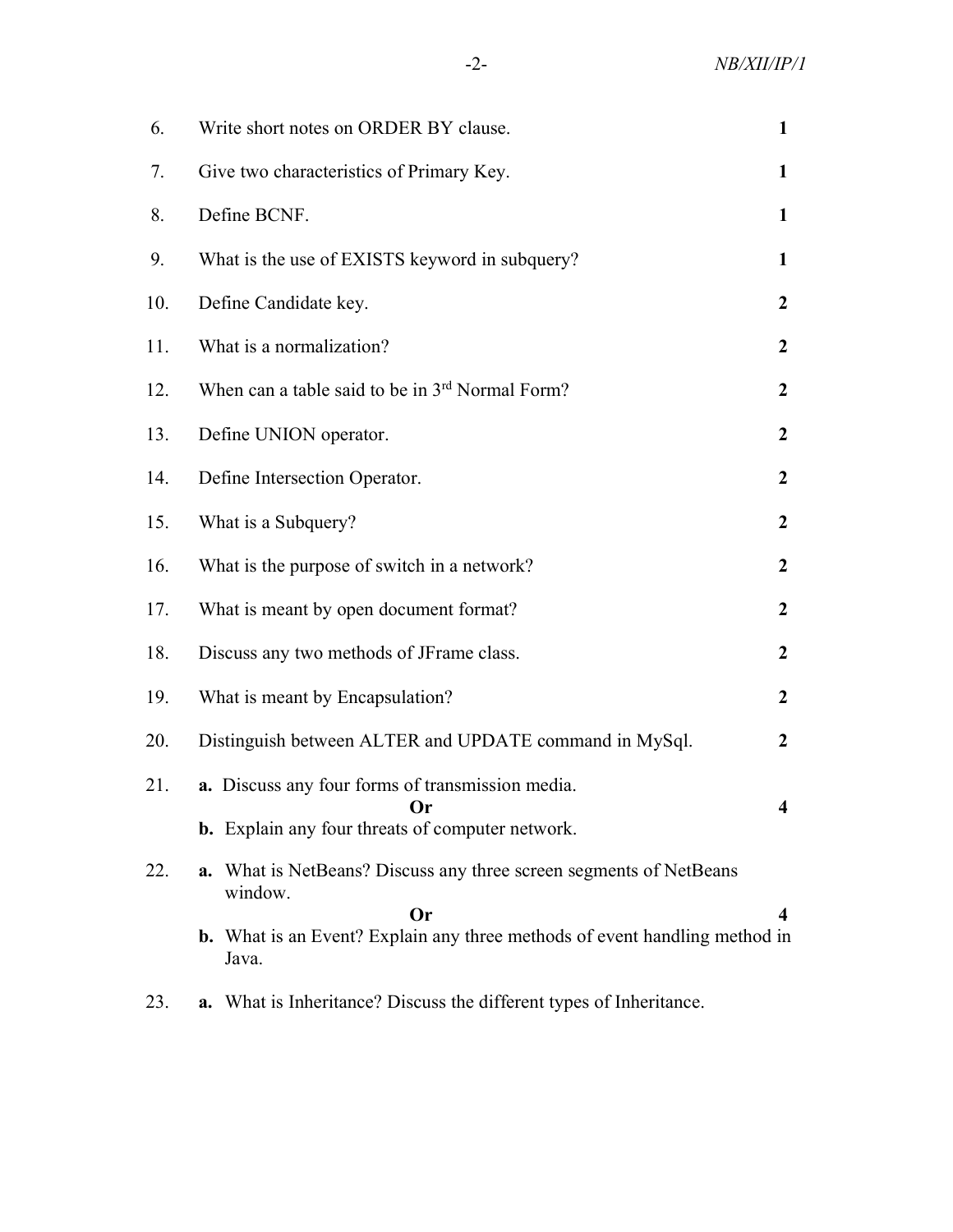| | | |
|---|---|---|
| 6. | Write short notes on ORDER BY clause. | **1** |
| 7. | Give two characteristics of Primary Key. | **1** |
| 8. | Define BCNF. | **1** |
| 9. | What is the use of EXISTS keyword in subquery? | **1** |
| 10. | Define Candidate key. | **2** |
| 11. | What is a normalization? | **2** |
| 12. | When can a table said to be in 3[rd] Normal Form? | **2** |
| 13. | Define UNION operator. | **2** |
| 14. | Define Intersection Operator. | **2** |
| 15. | What is a Subquery? | **2** |
| 16. | What is the purpose of switch in a network? | **2** |
| 17. | What is meant by open document format? | **2** |
| 18. | Discuss any two methods of JFrame class. | **2** |
| 19. | What is meant by Encapsulation? | **2** |
| 20. | Distinguish between ALTER and UPDATE command in MySql. | **2** |
| 21. | **a.** Discuss any four forms of transmission media. **Or** **b.** Explain any four threats of computer network. | **4** |
| 22. | **a.** What is NetBeans? Discuss any three screen segments of NetBeans window. **Or** **b.** What is an Event? Explain any three methods of event handling method in Java. | **4** |
| 23. | **a.** What is Inheritance? Discuss the different types of Inheritance. | |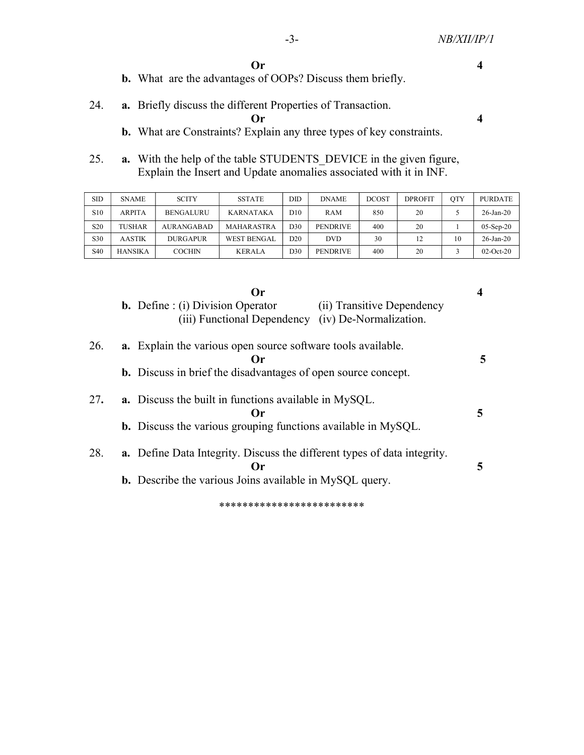**Or** **4**

**b.** What are the advantages of OOPs? Discuss them briefly.

24. **a.** Briefly discuss the different Properties of Transaction.

**Or** **4**

**b.** What are Constraints? Explain any three types of key constraints.

25. **a.** With the help of the table STUDENTS_DEVICE in the given figure, Explain the Insert and Update anomalies associated with it in INF.

| SID | SNAME | SCITY | SSTATE | DID | DNAME | DCOST | DPROFIT | QTY | PURDATE |
|---|---|---|---|---|---|---|---|---|---|
| S10 | ARPITA | BENGALURU | KARNATAKA | D10 | RAM | 850 | 20 | 5 | 26-Jan-20 |
| S20 | TUSHAR | AURANGABAD | MAHARASTRA | D30 | PENDRIVE | 400 | 20 | 1 | 05-Sep-20 |
| S30 | AASTIK | DURGAPUR | WEST BENGAL | D20 | DVD | 30 | 12 | 10 | 26-Jan-20 |
| S40 | HANSIKA | COCHIN | KERALA | D30 | PENDRIVE | 400 | 20 | 3 | 02-Oct-20 |

**Or** **4**

**b.** Define : (i) Division Operator (ii) Transitive Dependency (iii) Functional Dependency (iv) De-Normalization.

26. **a.** Explain the various open source software tools available.

**Or** **5**

**b.** Discuss in brief the disadvantages of open source concept.

27. **a.** Discuss the built in functions available in MySQL.

**Or** **5**

**b.** Discuss the various grouping functions available in MySQL.

28. **a.** Define Data Integrity. Discuss the different types of data integrity.

**Or** **5**

**b.** Describe the various Joins available in MySQL query.

************************